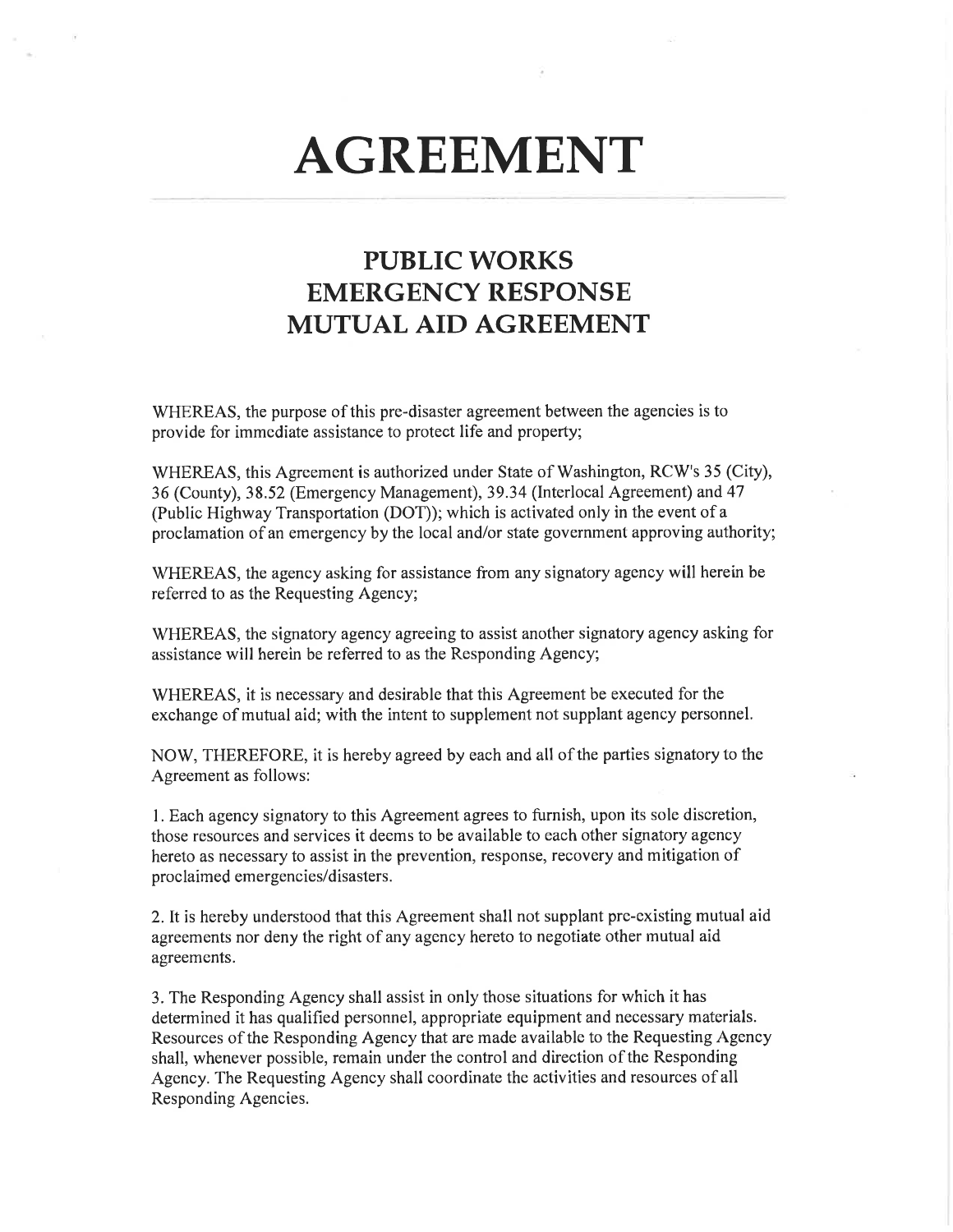# AGREEMENT

## PUBLIC WORKS EMERGENCY RESPONSE MUTUAL AID AGREEMENT

WHEREAS, the purpose of this pre-disaster agreement between the agencies is to provide for immediate assistance to protect life and property;

WHEREAS, this Agreement is authorized under State of Washington, RCW's 35 (City), 36 (County), 38.52 (Emergency Management), 39.34 (Interlocal Agreement) and 47 (Public Highway Transportation (DOT)); which is activated only in the event of a proclamation of an emergency by the local and/or state government approving authority;

WHEREAS, the agency asking for assistance from any signatory agency will herein be referred to as the Requesting Agency;

WHEREAS, the signatory agency agreeing to assist another signatory agency asking for assistance will herein be referred to as the Responding Agency;

WHEREAS, it is necessary and desirable that this Agreement be executed for the exchange of mutual aid; with the intent to supplement not supplant agency personnel.

NOW, THEREFORE, it is hereby agreed by each and all of the parties signatory to the Agreement as follows:

1. Each agency signatory to this Agreement agrees to furnish, upon its sole discretion, those resources and services it deems to be available to each other signatory agency hereto as necessary to assist in the prevention, response, recovery and mitigation of proclaimed emergencies/disasters.

2. It is hereby understood that this Agreement shall not supplant pre-existing mutual aid agreements nor deny the right of any agency hereto to negotiate other mutual aid agreements.

3. The Responding Agency shall assist in only those situations for which it has determined it has qualified personnel, appropriate equipment and necessary materials. Resources of the Responding Agency that are made available to the Requesting Agency shall, whenever possible, remain under the control and direction of the Responding Agency. The Requesting Agency shall coordinate the activities and resources of all Responding Agencies.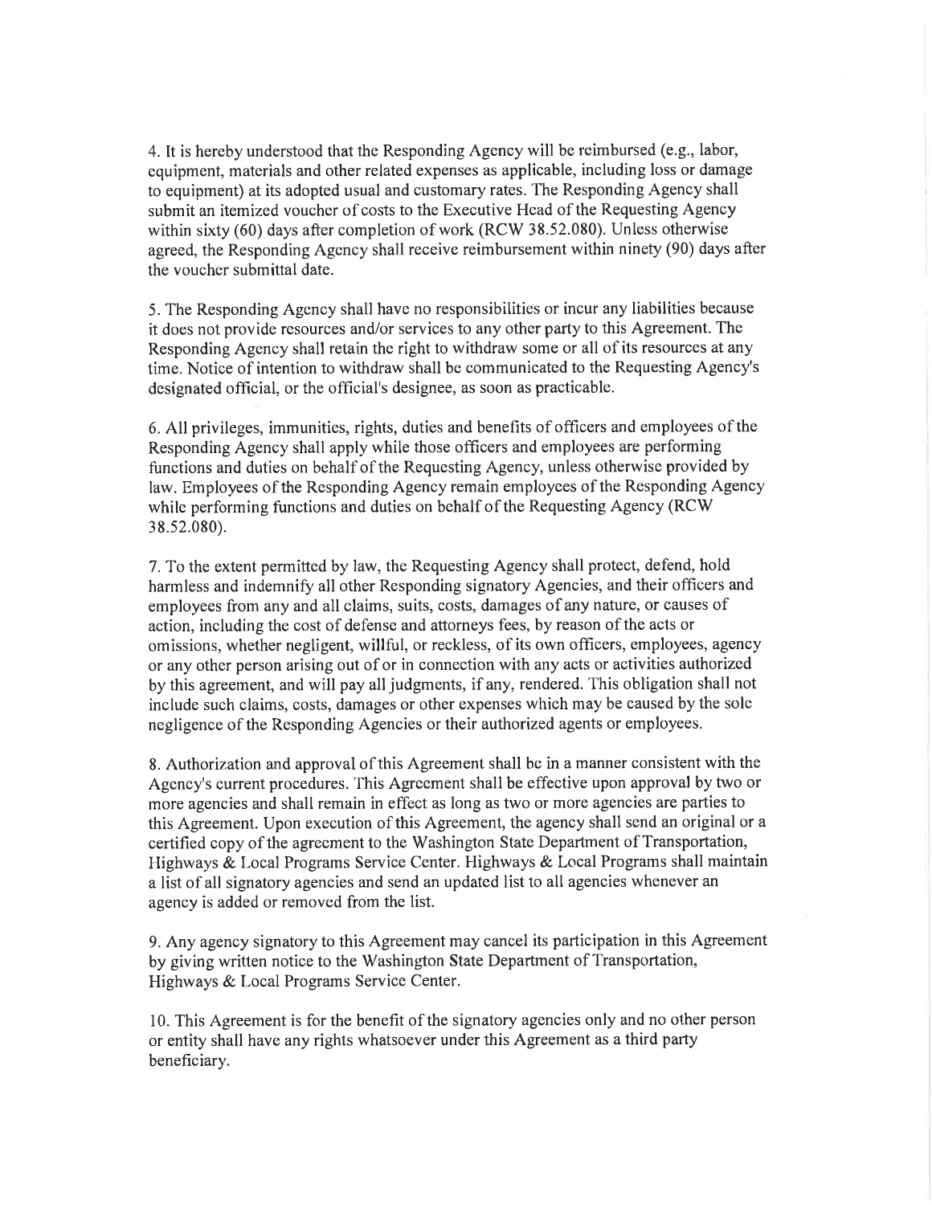4. It is hereby understood that the Responding Agency will be reimbursed (e.g., labor, equipment, materials and other related expenses as applicable, including loss or damage to equipment) at its adopted usual and customary rates. The Responding Agency shall submit an itemized voucher of costs to the Executive Head of the Requesting Agency within sixty (60) days after completion of work (RCW 38.52.080). Unless otherwise agreed, the Responding Agency shall receive reimbursement within ninety (90) days after the voucher submittal date.

5. The Responding Agency shall have no responsibilities or incur any liabilities because it does not provide resources and/or services to any other party to this Agreement. The Responding Agency shall retain the right to withdraw some or all of its resources at any time. Notice of intention to withdraw shall be communicated to the Requesting Agency's designated official, or the official's designee, as soon as practicable.

6. All privileges, immunities, rights, duties and benefits of officers and employees of the Responding Agency shall apply while those officers and employees are performing functions and duties on behalf of the Requesting Agency, unless otherwise provided by law. Employees of the Responding Agency remain employees of the Responding Agency while performing functions and duties on behalf of the Requesting Agency (RCW 38.52.080).

7. To the extent permitted by law, the Requesting Agency shall protect, defend, hold harmless and indemnify all other Responding signatory Agencies, and their officers and employees from any and all claims, suits, costs, damages of any nature, or causes of action, including the cost of defense and attorneys fees, by reason of the acts or omissions, whether negligent, willful, or reckless, of its own officers, employees, agency or any other person arising out of or in connection with any acts or activities authorized by this agreement, and will pay all judgments, if any, rendered. This obligation shall not include such claims, costs, damages or other expenses which may be caused by the sole negligence of the Responding Agencies or their authorized agents or employees.

8. Authorization and approval of this Agreement shall be in a manner consistent with the Agency's current procedures. This Agreement shall be effective upon approval by two or more agencies and shall remain in effect as long as two or more agencies are parties to this Agreement. Upon execution of this Agreement, the agency shall send an original or a certified copy of the agreement to the Washington State Department of Transportation, Highways & Local Programs Service Center. Highways & Local Programs shall maintain a list of all signatory agencies and send an updated list to all agencies whenever an agency is added or removed from the list.

9. Any agency signatory to this Agreement may cancel its participation in this Agreement by giving written notice to the Washington State Department of Transportation, Highways & Local Programs Service Center.

10. This Agreement is for the benefit of the signatory agencies only and no other person or entity shall have any rights whatsoever under this Agreement as a third party beneficiary.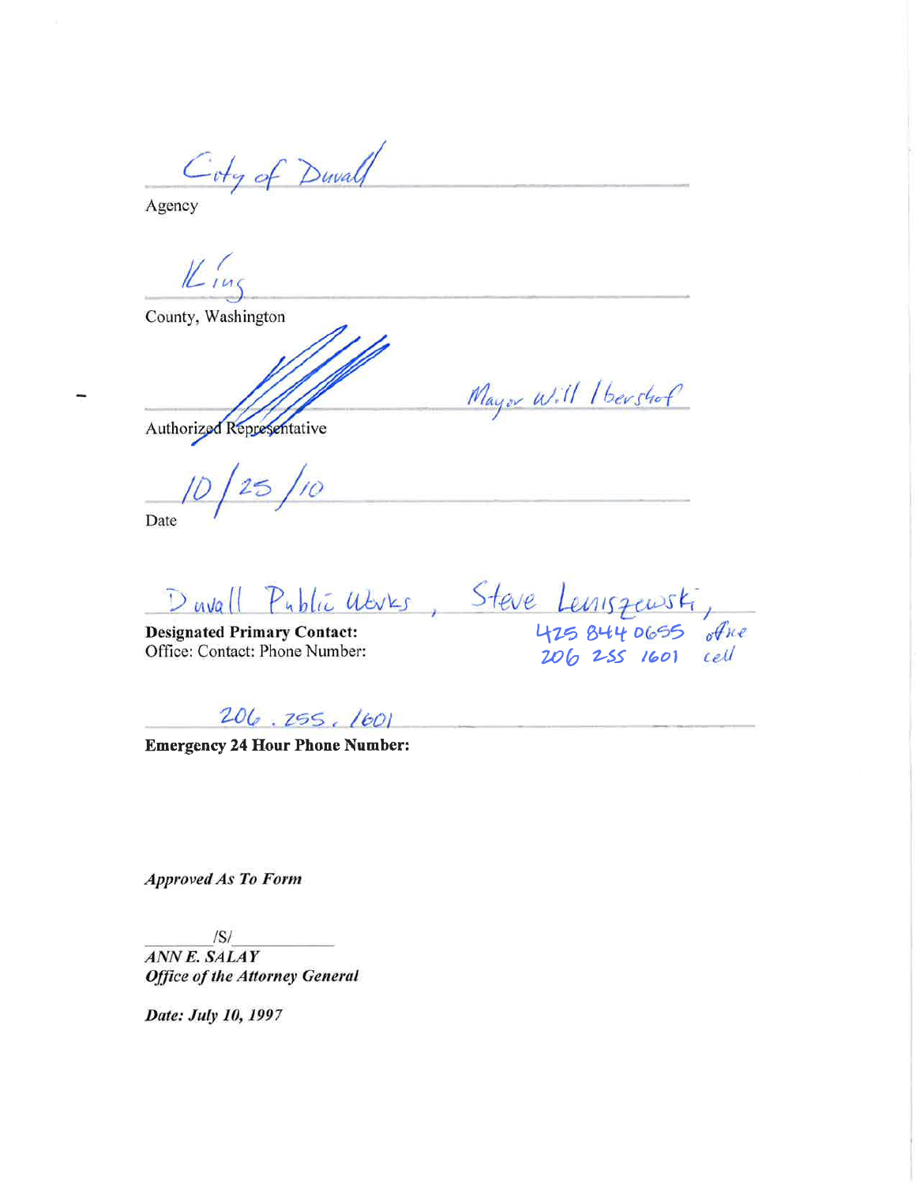City of Duvall

Agency

King

County, Washington

Mayor Will Ibershof

Authorized Representative

10/25/10

Date

Duvall Public Works, Steve Leniszewski,
425 844 0655 office
206 255 1601 cell

**Designated Primary Contact:**
Office: Contact: Phone Number:

206.255.1601

**Emergency 24 Hour Phone Number:**

***Approved As To Form***

/S/

***ANN E. SALAY***
***Office of the Attorney General***

***Date: July 10, 1997***